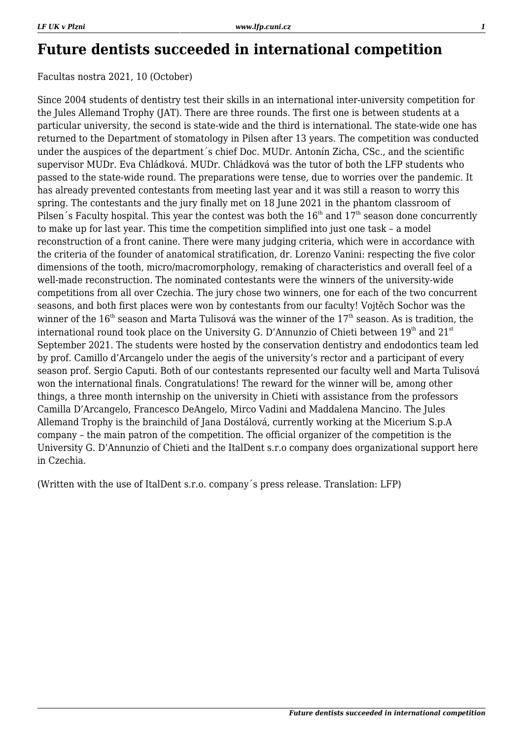# Future dentists succeeded in international competition

Facultas nostra 2021, 10 (October)

Since 2004 students of dentistry test their skills in an international inter-university competition for the Jules Allemand Trophy (JAT). There are three rounds. The first one is between students at a particular university, the second is state-wide and the third is international. The state-wide one has returned to the Department of stomatology in Pilsen after 13 years. The competition was conducted under the auspices of the department´s chief Doc. MUDr. Antonín Zicha, CSc., and the scientific supervisor MUDr. Eva Chládková. MUDr. Chládková was the tutor of both the LFP students who passed to the state-wide round. The preparations were tense, due to worries over the pandemic. It has already prevented contestants from meeting last year and it was still a reason to worry this spring. The contestants and the jury finally met on 18 June 2021 in the phantom classroom of Pilsen´s Faculty hospital. This year the contest was both the 16th and 17th season done concurrently to make up for last year. This time the competition simplified into just one task – a model reconstruction of a front canine. There were many judging criteria, which were in accordance with the criteria of the founder of anatomical stratification, dr. Lorenzo Vanini: respecting the five color dimensions of the tooth, micro/macromorphology, remaking of characteristics and overall feel of a well-made reconstruction. The nominated contestants were the winners of the university-wide competitions from all over Czechia. The jury chose two winners, one for each of the two concurrent seasons, and both first places were won by contestants from our faculty! Vojtěch Sochor was the winner of the 16th season and Marta Tulisová was the winner of the 17th season. As is tradition, the international round took place on the University G. D'Annunzio of Chieti between 19th and 21st September 2021. The students were hosted by the conservation dentistry and endodontics team led by prof. Camillo d'Arcangelo under the aegis of the university's rector and a participant of every season prof. Sergio Caputi. Both of our contestants represented our faculty well and Marta Tulisová won the international finals. Congratulations! The reward for the winner will be, among other things, a three month internship on the university in Chieti with assistance from the professors Camilla D'Arcangelo, Francesco DeAngelo, Mirco Vadini and Maddalena Mancino. The Jules Allemand Trophy is the brainchild of Jana Dostálová, currently working at the Micerium S.p.A company – the main patron of the competition. The official organizer of the competition is the University G. D'Annunzio of Chieti and the ItalDent s.r.o company does organizational support here in Czechia.

(Written with the use of ItalDent s.r.o. company´s press release. Translation: LFP)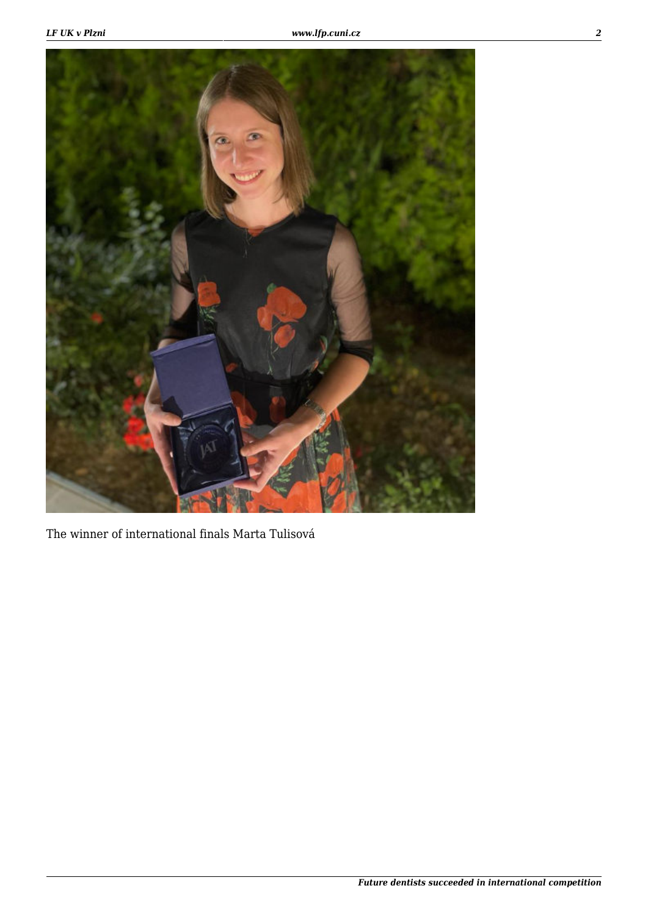The winner of international finals Marta Tulisová